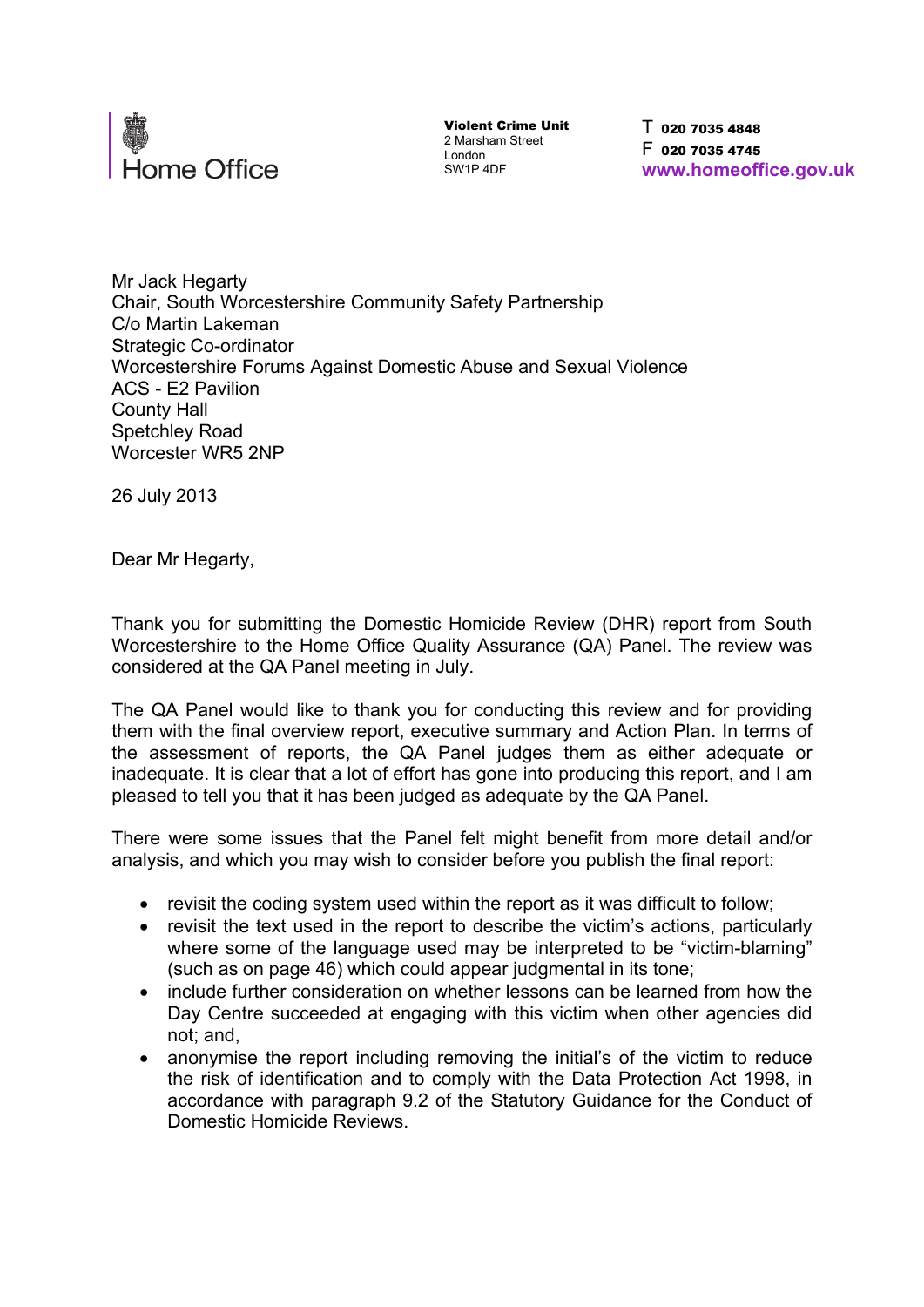Home Office

**Violent Crime Unit**
2 Marsham Street
London
SW1P 4DF

T **020 7035 4848**
F **020 7035 4745**
**www.homeoffice.gov.uk**

Mr Jack Hegarty
Chair, South Worcestershire Community Safety Partnership
C/o Martin Lakeman
Strategic Co-ordinator
Worcestershire Forums Against Domestic Abuse and Sexual Violence
ACS - E2 Pavilion
County Hall
Spetchley Road
Worcester WR5 2NP

26 July 2013

Dear Mr Hegarty,

Thank you for submitting the Domestic Homicide Review (DHR) report from South Worcestershire to the Home Office Quality Assurance (QA) Panel. The review was considered at the QA Panel meeting in July.

The QA Panel would like to thank you for conducting this review and for providing them with the final overview report, executive summary and Action Plan. In terms of the assessment of reports, the QA Panel judges them as either adequate or inadequate. It is clear that a lot of effort has gone into producing this report, and I am pleased to tell you that it has been judged as adequate by the QA Panel.

There were some issues that the Panel felt might benefit from more detail and/or analysis, and which you may wish to consider before you publish the final report:

- revisit the coding system used within the report as it was difficult to follow;
- revisit the text used in the report to describe the victim's actions, particularly where some of the language used may be interpreted to be "victim-blaming" (such as on page 46) which could appear judgmental in its tone;
- include further consideration on whether lessons can be learned from how the Day Centre succeeded at engaging with this victim when other agencies did not; and,
- anonymise the report including removing the initial's of the victim to reduce the risk of identification and to comply with the Data Protection Act 1998, in accordance with paragraph 9.2 of the Statutory Guidance for the Conduct of Domestic Homicide Reviews.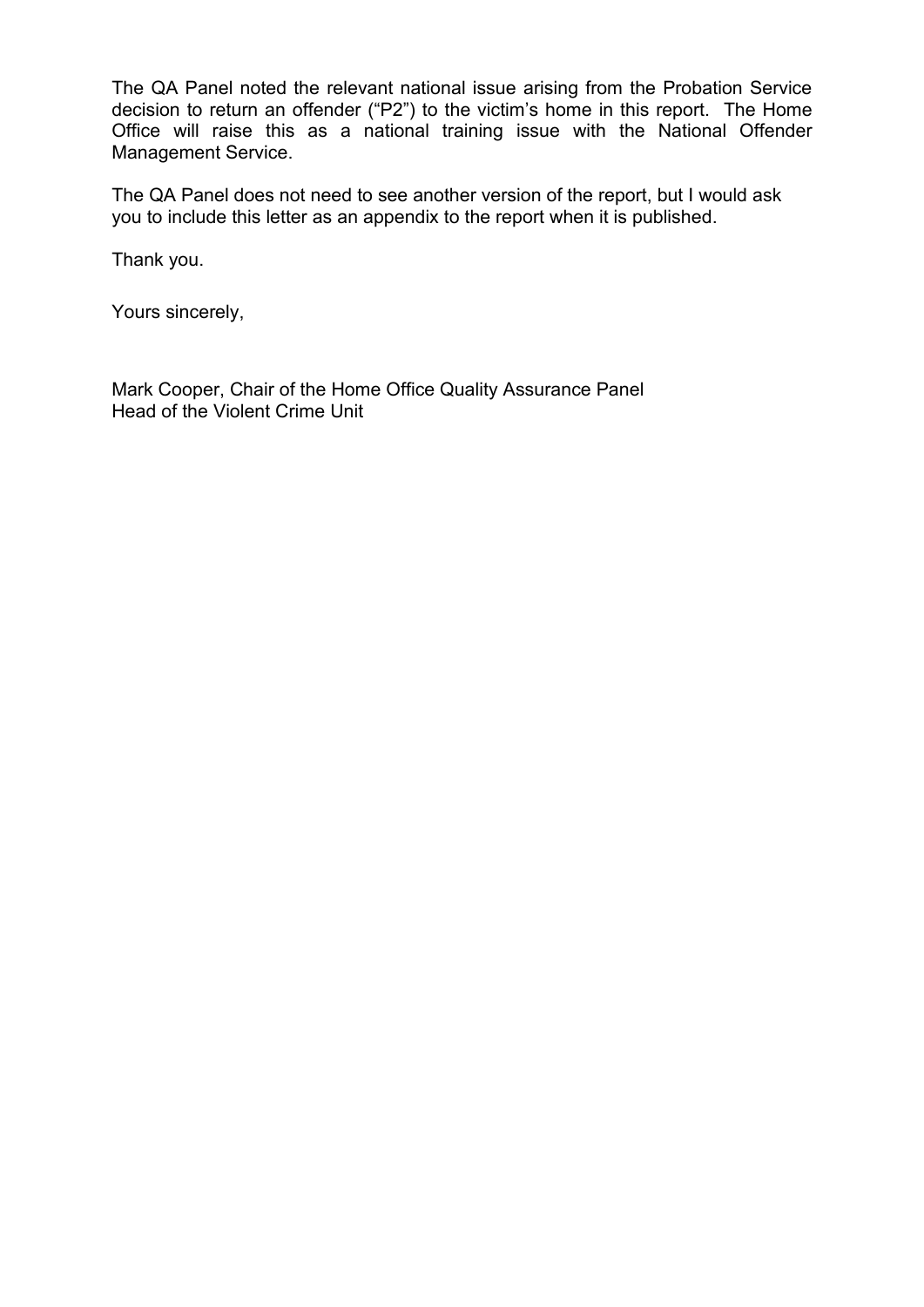The QA Panel noted the relevant national issue arising from the Probation Service decision to return an offender ("P2") to the victim's home in this report. The Home Office will raise this as a national training issue with the National Offender Management Service.

The QA Panel does not need to see another version of the report, but I would ask you to include this letter as an appendix to the report when it is published.

Thank you.

Yours sincerely,

Mark Cooper, Chair of the Home Office Quality Assurance Panel
Head of the Violent Crime Unit